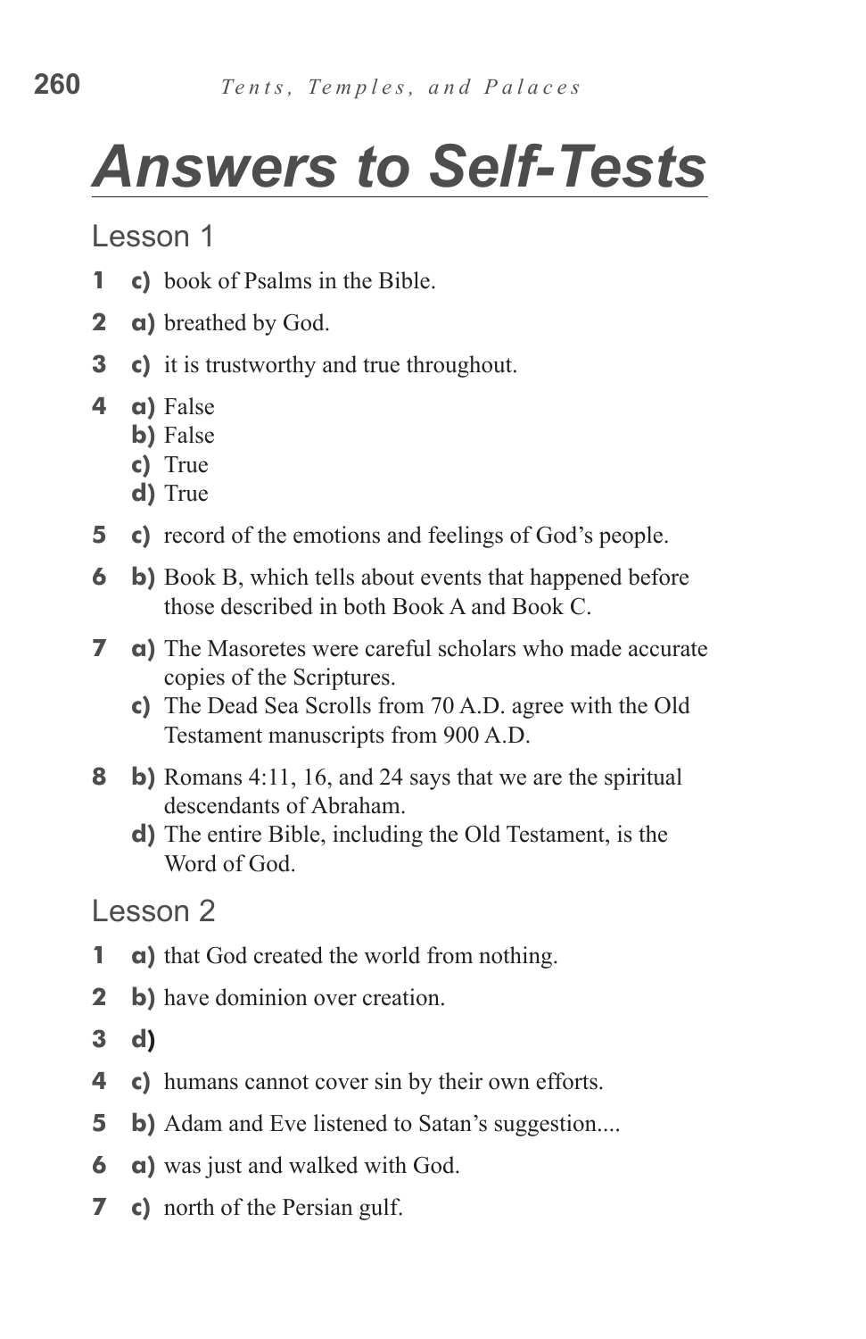# Answers to Self-Tests

## Lesson 1

**1** **c)** book of Psalms in the Bible.

**2** **a)** breathed by God.

**3** **c)** it is trustworthy and true throughout.

**4** **a)** False
**b)** False
**c)** True
**d)** True

**5** **c)** record of the emotions and feelings of God's people.

**6** **b)** Book B, which tells about events that happened before those described in both Book A and Book C.

**7** **a)** The Masoretes were careful scholars who made accurate copies of the Scriptures.
**c)** The Dead Sea Scrolls from 70 A.D. agree with the Old Testament manuscripts from 900 A.D.

**8** **b)** Romans 4:11, 16, and 24 says that we are the spiritual descendants of Abraham.
**d)** The entire Bible, including the Old Testament, is the Word of God.

## Lesson 2

**1** **a)** that God created the world from nothing.

**2** **b)** have dominion over creation.

**3** **d)**

**4** **c)** humans cannot cover sin by their own efforts.

**5** **b)** Adam and Eve listened to Satan's suggestion....

**6** **a)** was just and walked with God.

**7** **c)** north of the Persian gulf.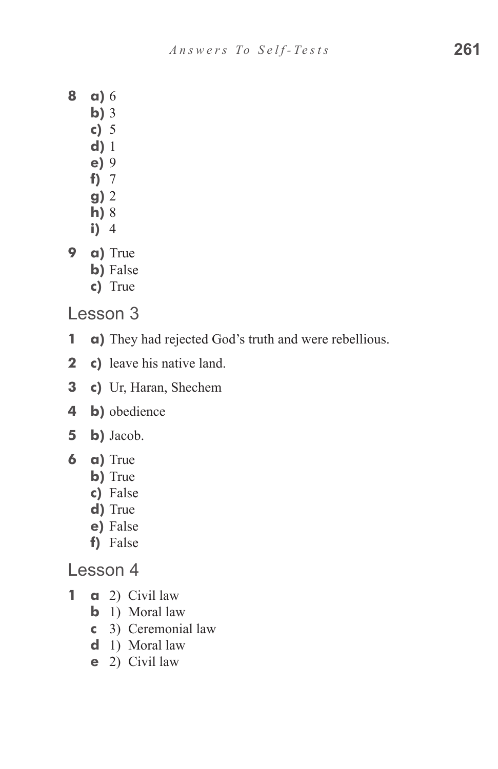**8** **a)** 6
**b)** 3
**c)** 5
**d)** 1
**e)** 9
**f)** 7
**g)** 2
**h)** 8
**i)** 4

**9** **a)** True
**b)** False
**c)** True

## Lesson 3

**1** **a)** They had rejected God's truth and were rebellious.

**2** **c)** leave his native land.

**3** **c)** Ur, Haran, Shechem

**4** **b)** obedience

**5** **b)** Jacob.

**6** **a)** True
**b)** True
**c)** False
**d)** True
**e)** False
**f)** False

## Lesson 4

**1** **a** 2) Civil law
**b** 1) Moral law
**c** 3) Ceremonial law
**d** 1) Moral law
**e** 2) Civil law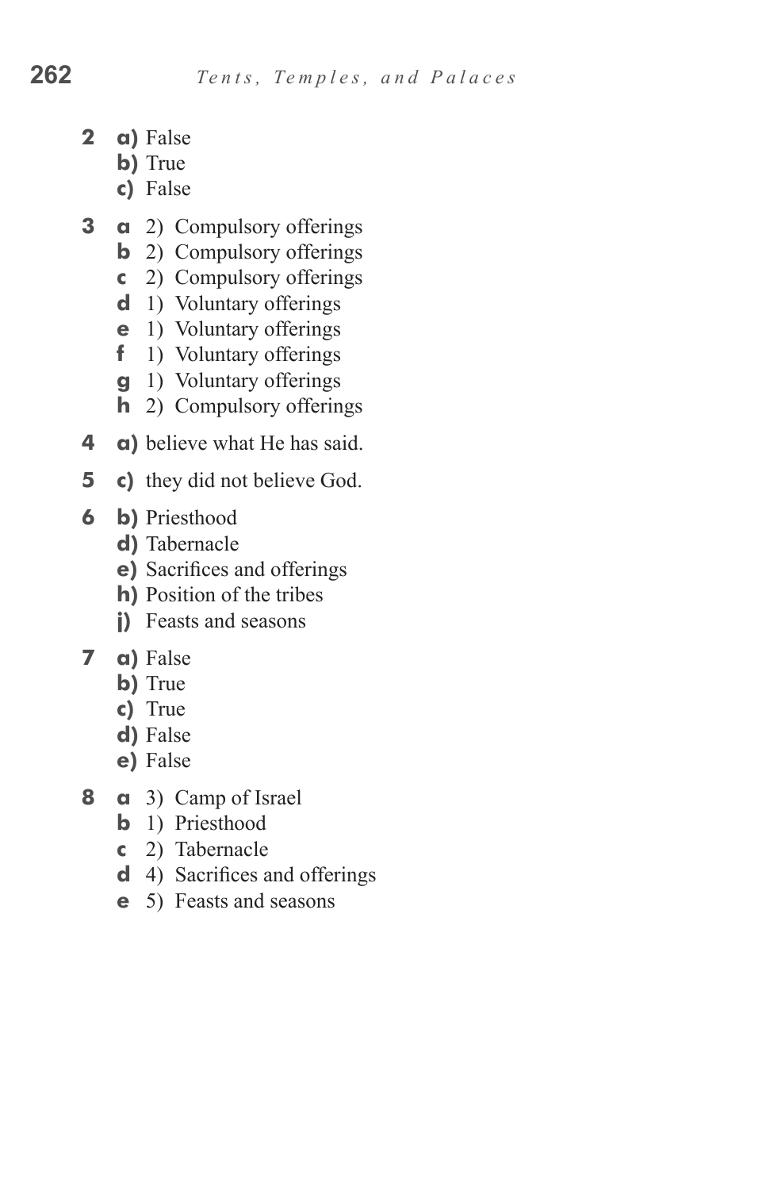**2** **a)** False
**b)** True
**c)** False

**3** **a** 2) Compulsory offerings
**b** 2) Compulsory offerings
**c** 2) Compulsory offerings
**d** 1) Voluntary offerings
**e** 1) Voluntary offerings
**f** 1) Voluntary offerings
**g** 1) Voluntary offerings
**h** 2) Compulsory offerings

**4** **a)** believe what He has said.

**5** **c)** they did not believe God.

**6** **b)** Priesthood
**d)** Tabernacle
**e)** Sacrifices and offerings
**h)** Position of the tribes
**j)** Feasts and seasons

**7** **a)** False
**b)** True
**c)** True
**d)** False
**e)** False

**8** **a** 3) Camp of Israel
**b** 1) Priesthood
**c** 2) Tabernacle
**d** 4) Sacrifices and offerings
**e** 5) Feasts and seasons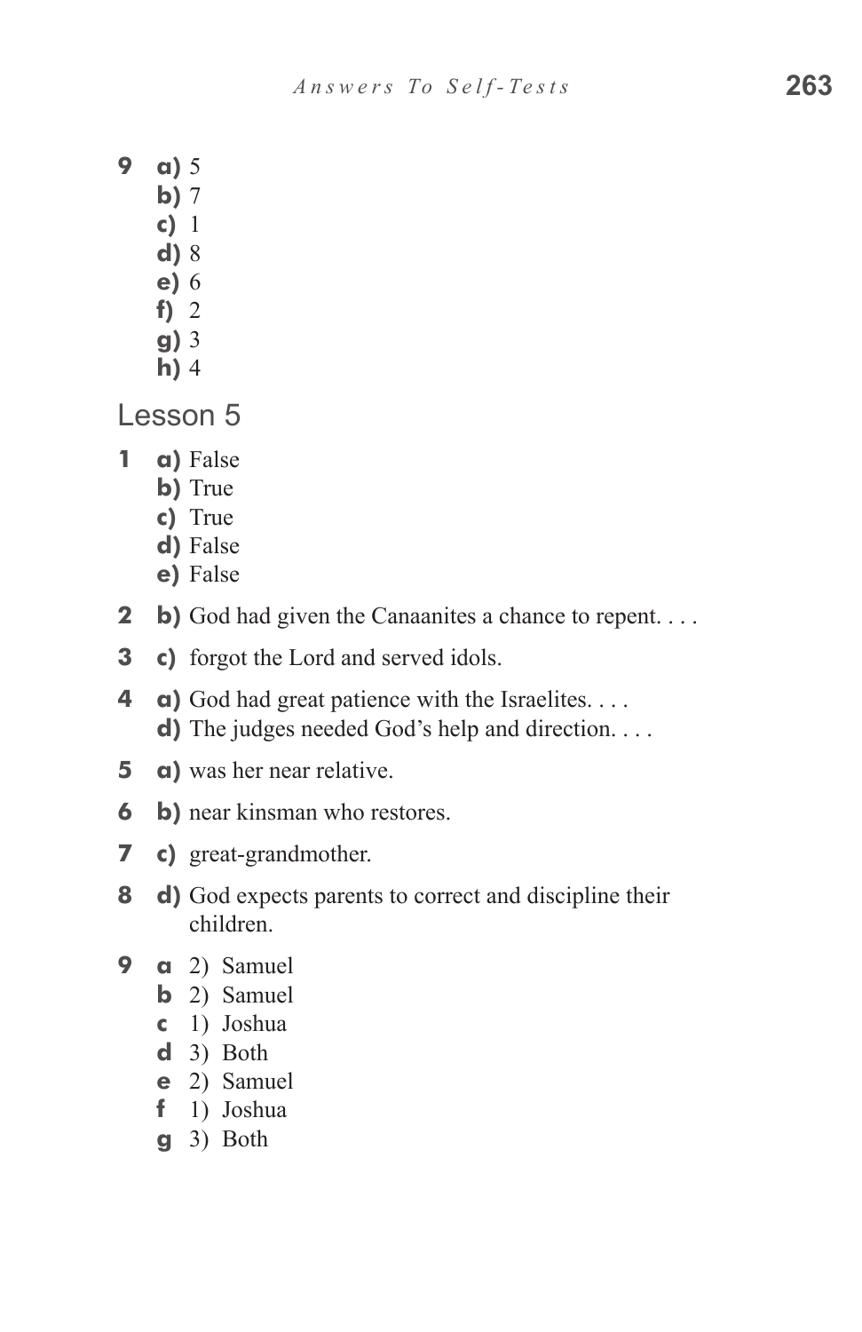**9** **a)** 5
**b)** 7
**c)** 1
**d)** 8
**e)** 6
**f)** 2
**g)** 3
**h)** 4

## Lesson 5

**1** **a)** False
**b)** True
**c)** True
**d)** False
**e)** False

**2** **b)** God had given the Canaanites a chance to repent. . . .

**3** **c)** forgot the Lord and served idols.

**4** **a)** God had great patience with the Israelites. . . .
**d)** The judges needed God's help and direction. . . .

**5** **a)** was her near relative.

**6** **b)** near kinsman who restores.

**7** **c)** great-grandmother.

**8** **d)** God expects parents to correct and discipline their children.

**9** **a** 2) Samuel
**b** 2) Samuel
**c** 1) Joshua
**d** 3) Both
**e** 2) Samuel
**f** 1) Joshua
**g** 3) Both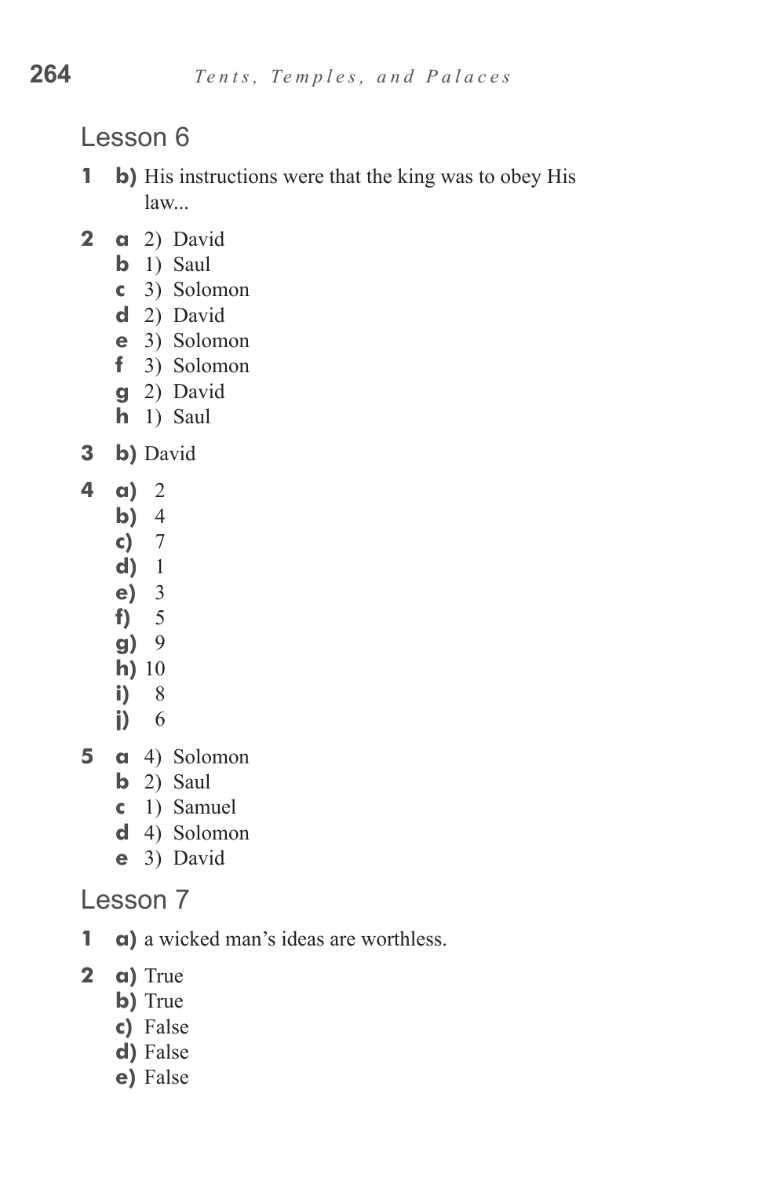## Lesson 6

**1** **b)** His instructions were that the king was to obey His law...

**2**
- **a** 2) David
- **b** 1) Saul
- **c** 3) Solomon
- **d** 2) David
- **e** 3) Solomon
- **f** 3) Solomon
- **g** 2) David
- **h** 1) Saul

**3** **b)** David

**4**
- **a)** 2
- **b)** 4
- **c)** 7
- **d)** 1
- **e)** 3
- **f)** 5
- **g)** 9
- **h)** 10
- **i)** 8
- **j)** 6

**5**
- **a** 4) Solomon
- **b** 2) Saul
- **c** 1) Samuel
- **d** 4) Solomon
- **e** 3) David

## Lesson 7

**1** **a)** a wicked man's ideas are worthless.

**2**
- **a)** True
- **b)** True
- **c)** False
- **d)** False
- **e)** False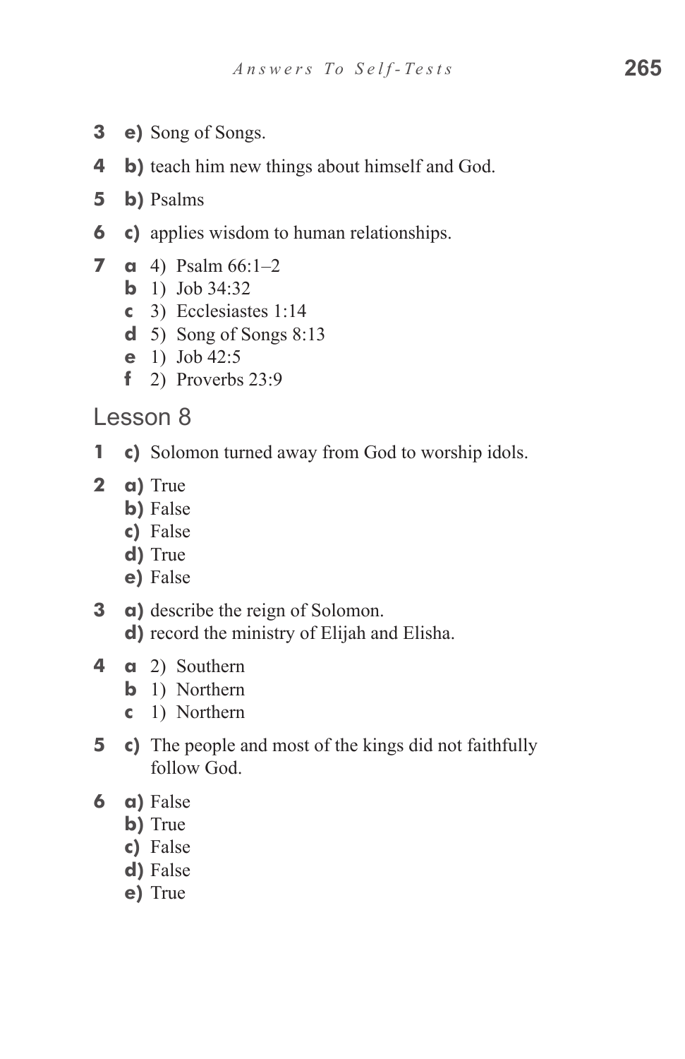**3** **e)** Song of Songs.

**4** **b)** teach him new things about himself and God.

**5** **b)** Psalms

**6** **c)** applies wisdom to human relationships.

**7** **a** 4) Psalm 66:1–2
**b** 1) Job 34:32
**c** 3) Ecclesiastes 1:14
**d** 5) Song of Songs 8:13
**e** 1) Job 42:5
**f** 2) Proverbs 23:9

## Lesson 8

**1** **c)** Solomon turned away from God to worship idols.

**2** **a)** True
**b)** False
**c)** False
**d)** True
**e)** False

**3** **a)** describe the reign of Solomon.
**d)** record the ministry of Elijah and Elisha.

**4** **a** 2) Southern
**b** 1) Northern
**c** 1) Northern

**5** **c)** The people and most of the kings did not faithfully follow God.

**6** **a)** False
**b)** True
**c)** False
**d)** False
**e)** True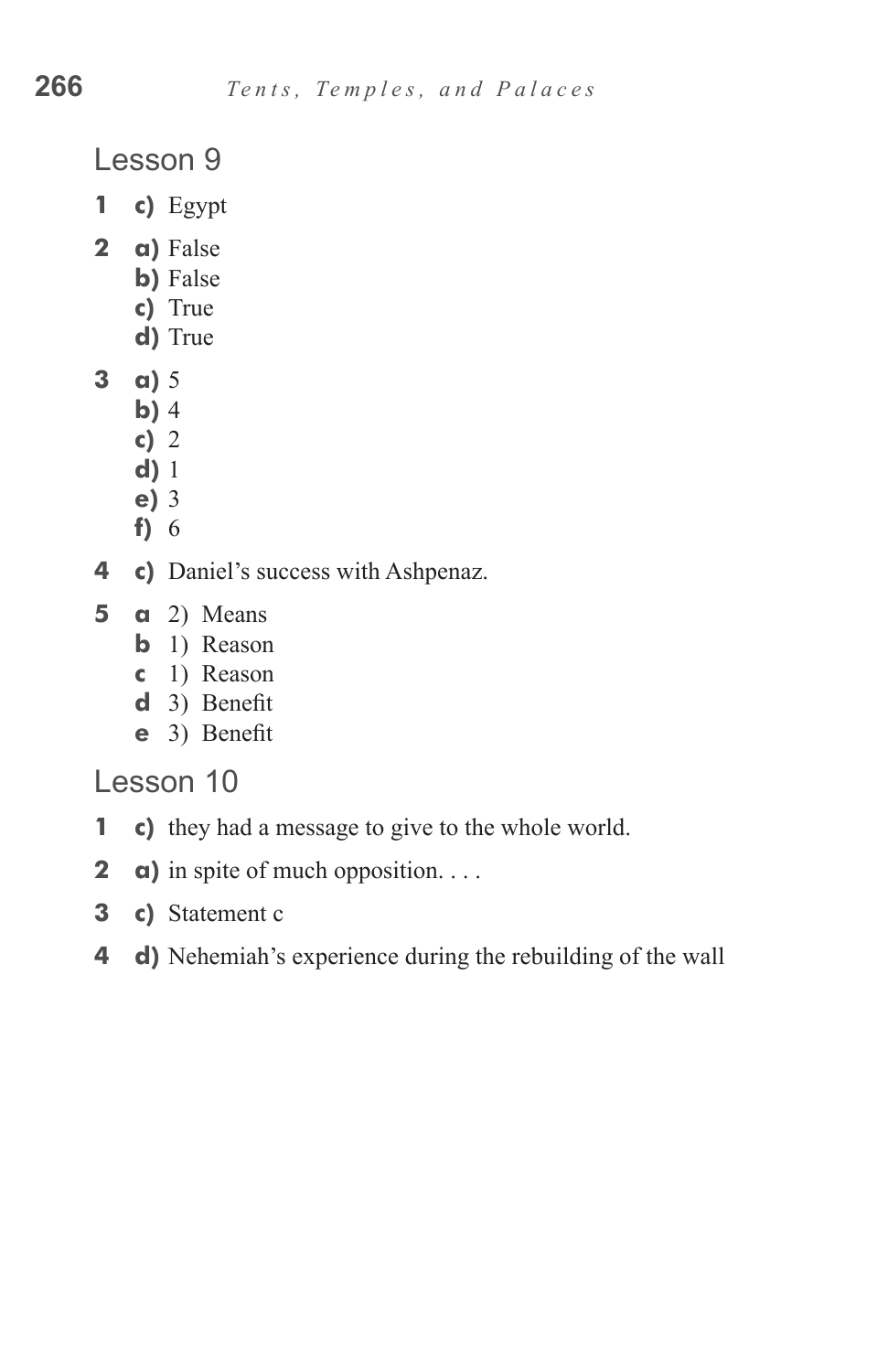## Lesson 9

**1** **c)** Egypt

**2** **a)** False
**b)** False
**c)** True
**d)** True

**3** **a)** 5
**b)** 4
**c)** 2
**d)** 1
**e)** 3
**f)** 6

**4** **c)** Daniel's success with Ashpenaz.

**5** **a** 2) Means
**b** 1) Reason
**c** 1) Reason
**d** 3) Benefit
**e** 3) Benefit

## Lesson 10

**1** **c)** they had a message to give to the whole world.

**2** **a)** in spite of much opposition. . . .

**3** **c)** Statement c

**4** **d)** Nehemiah's experience during the rebuilding of the wall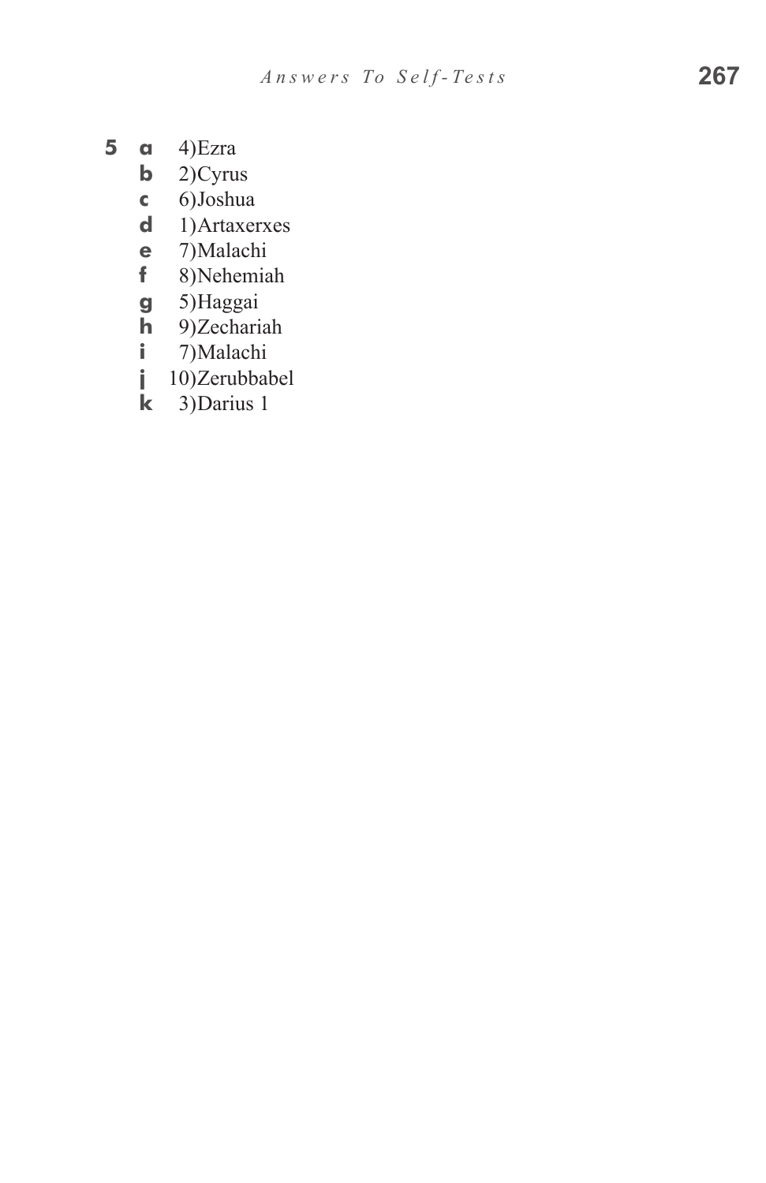**5** **a** 4)Ezra
**b** 2)Cyrus
**c** 6)Joshua
**d** 1)Artaxerxes
**e** 7)Malachi
**f** 8)Nehemiah
**g** 5)Haggai
**h** 9)Zechariah
**i** 7)Malachi
**j** 10)Zerubbabel
**k** 3)Darius 1